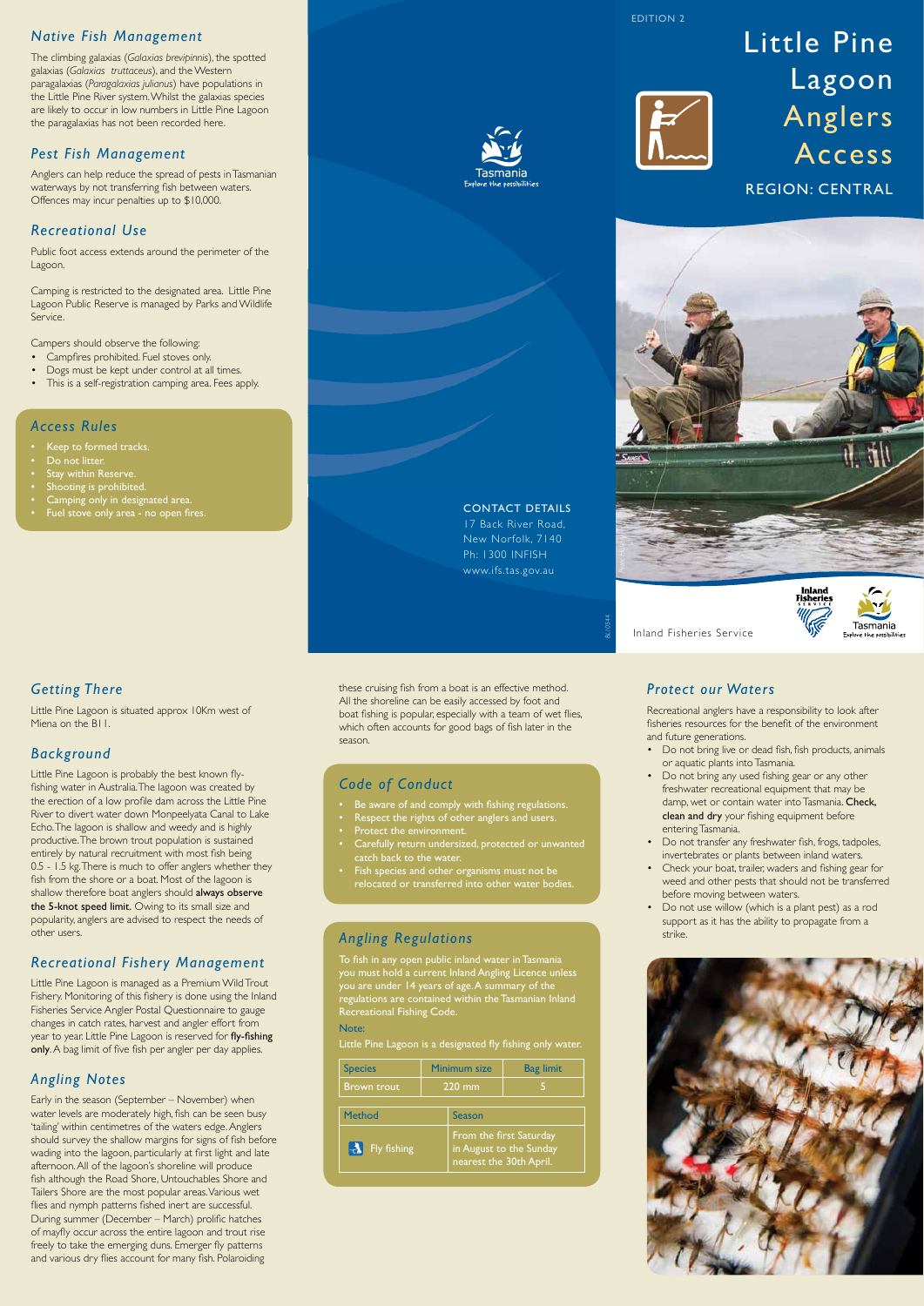EDITION 2

# Little Pine Lagoon Anglers Access

REGION: CENTRAL

Inland Fisheries Service

CONTACT DETAILS

17 Back River Road,
New Norfolk, 7140
Ph: 1300 INFISH
www.ifs.tas.gov.au

## Native Fish Management

The climbing galaxias (*Galaxias brevipinnis*), the spotted galaxias (*Galaxias truttaceus*), and the Western paragalaxias (*Paragalaxias julianus*) have populations in the Little Pine River system. Whilst the galaxias species are likely to occur in low numbers in Little Pine Lagoon the paragalaxias has not been recorded here.

## Pest Fish Management

Anglers can help reduce the spread of pests in Tasmanian waterways by not transferring fish between waters. Offences may incur penalties up to $10,000.

## Recreational Use

Public foot access extends around the perimeter of the Lagoon.

Camping is restricted to the designated area. Little Pine Lagoon Public Reserve is managed by Parks and Wildlife Service.

Campers should observe the following:

- Campfires prohibited. Fuel stoves only.
- Dogs must be kept under control at all times.
- This is a self-registration camping area. Fees apply.

## Access Rules

- Keep to formed tracks.
- Do not litter.
- Stay within Reserve.
- Shooting is prohibited.
- Camping only in designated area.
- Fuel stove only area - no open fires.

## Getting There

Little Pine Lagoon is situated approx 10Km west of Miena on the B11.

## Background

Little Pine Lagoon is probably the best known fly-fishing water in Australia. The lagoon was created by the erection of a low profile dam across the Little Pine River to divert water down Monpeelyata Canal to Lake Echo. The lagoon is shallow and weedy and is highly productive. The brown trout population is sustained entirely by natural recruitment with most fish being 0.5 - 1.5 kg. There is much to offer anglers whether they fish from the shore or a boat. Most of the lagoon is shallow therefore boat anglers should **always observe the 5-knot speed limit.** Owing to its small size and popularity, anglers are advised to respect the needs of other users.

## Recreational Fishery Management

Little Pine Lagoon is managed as a Premium Wild Trout Fishery. Monitoring of this fishery is done using the Inland Fisheries Service Angler Postal Questionnaire to gauge changes in catch rates, harvest and angler effort from year to year. Little Pine Lagoon is reserved for **fly-fishing only**. A bag limit of five fish per angler per day applies.

## Angling Notes

Early in the season (September – November) when water levels are moderately high, fish can be seen busy 'tailing' within centimetres of the waters edge. Anglers should survey the shallow margins for signs of fish before wading into the lagoon, particularly at first light and late afternoon. All of the lagoon's shoreline will produce fish although the Road Shore, Untouchables Shore and Tailers Shore are the most popular areas. Various wet flies and nymph patterns fished inert are successful. During summer (December – March) prolific hatches of mayfly occur across the entire lagoon and trout rise freely to take the emerging duns. Emerger fly patterns and various dry flies account for many fish. Polaroiding these cruising fish from a boat is an effective method. All the shoreline can be easily accessed by foot and boat fishing is popular, especially with a team of wet flies, which often accounts for good bags of fish later in the season.

## Code of Conduct

- Be aware of and comply with fishing regulations.
- Respect the rights of other anglers and users.
- Protect the environment.
- Carefully return undersized, protected or unwanted catch back to the water.
- Fish species and other organisms must not be relocated or transferred into other water bodies.

## Angling Regulations

To fish in any open public inland water in Tasmania you must hold a current Inland Angling Licence unless you are under 14 years of age. A summary of the regulations are contained within the Tasmanian Inland Recreational Fishing Code.

Note:

Little Pine Lagoon is a designated fly fishing only water.

| Species | Minimum size | Bag limit |
|---|---|---|
| Brown trout | 220 mm | 5 |

| Method | Season |
|---|---|
| Fly fishing | From the first Saturday in August to the Sunday nearest the 30th April. |

## Protect our Waters

Recreational anglers have a responsibility to look after fisheries resources for the benefit of the environment and future generations.

- Do not bring live or dead fish, fish products, animals or aquatic plants into Tasmania.
- Do not bring any used fishing gear or any other freshwater recreational equipment that may be damp, wet or contain water into Tasmania. **Check, clean and dry** your fishing equipment before entering Tasmania.
- Do not transfer any freshwater fish, frogs, tadpoles, invertebrates or plants between inland waters.
- Check your boat, trailer, waders and fishing gear for weed and other pests that should not be transferred before moving between waters.
- Do not use willow (which is a plant pest) as a rod support as it has the ability to propagate from a strike.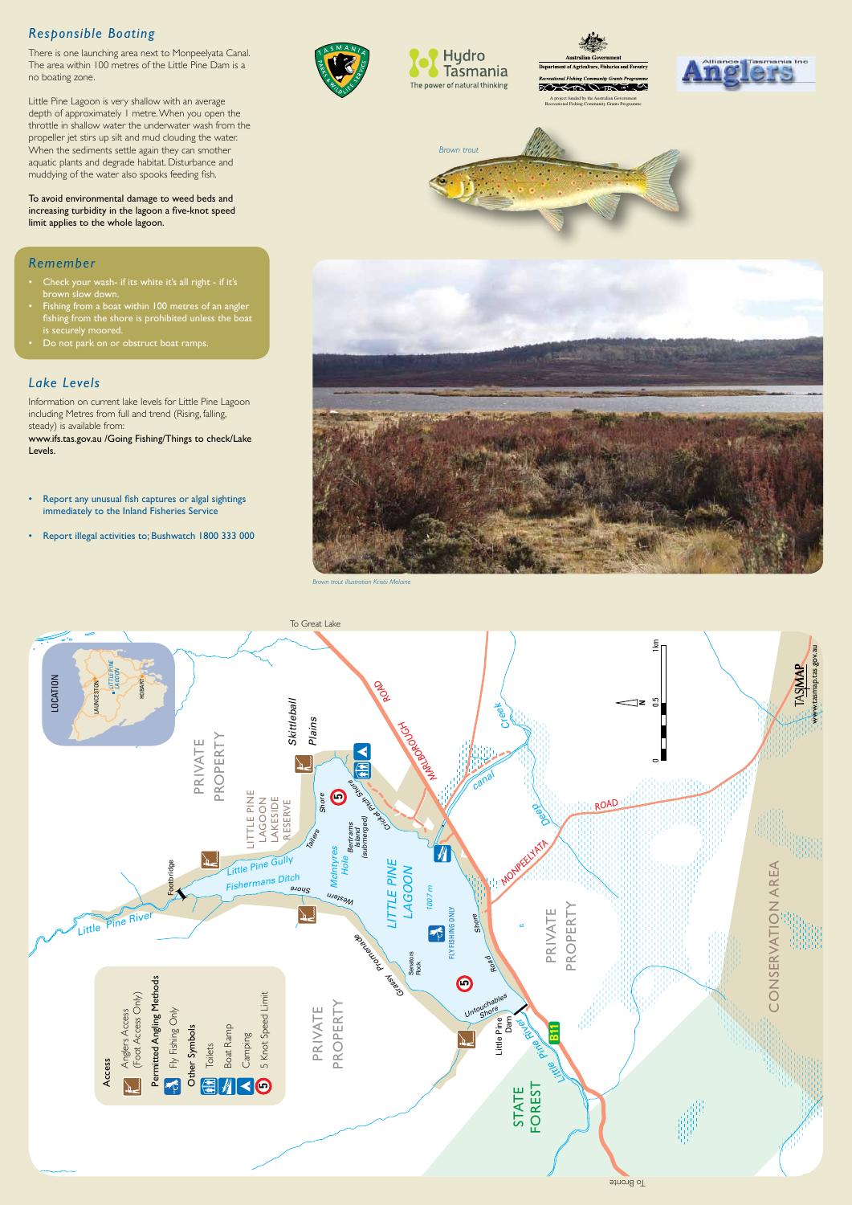## Responsible Boating

There is one launching area next to Monpeelyata Canal. The area within 100 metres of the Little Pine Dam is a no boating zone.

Little Pine Lagoon is very shallow with an average depth of approximately 1 metre. When you open the throttle in shallow water the underwater wash from the propeller jet stirs up silt and mud clouding the water. When the sediments settle again they can smother aquatic plants and degrade habitat. Disturbance and muddying of the water also spooks feeding fish.

**To avoid environmental damage to weed beds and increasing turbidity in the lagoon a five-knot speed limit applies to the whole lagoon.**

## Remember

- Check your wash- if its white it's all right - if it's brown slow down.
- Fishing from a boat within 100 metres of an angler fishing from the shore is prohibited unless the boat is securely moored.
- Do not park on or obstruct boat ramps.

## Lake Levels

Information on current lake levels for Little Pine Lagoon including Metres from full and trend (Rising, falling, steady) is available from:

**www.ifs.tas.gov.au /Going Fishing/Things to check/Lake Levels.**

- Report any unusual fish captures or algal sightings immediately to the Inland Fisheries Service
- Report illegal activities to; Bushwatch 1800 333 000

Brown trout

Brown trout illustration Kristi Melaine

To Great Lake

LOCATION

LAUNCESTON

LITTLE PINE LAGOON

HOBART

PRIVATE PROPERTY

Skittleball Plains

LITTLE PINE LAGOON LAKESIDE RESERVE

MARLBOROUGH ROAD

Creek

canal

Deep

MONPEELYATA

ROAD

Cricket Pitch Shore

Shore

Tailers

Bertrams Island (submerged)

McIntyres Hole

Little Pine Gully

Fishermans Ditch

Footbridge

Little Pine River

Western Shore

LITTLE PINE LAGOON

1007 m

FLY FISHING ONLY

Shore

Road

Senators Rock

Grassy Promenade

Untouchables Shore

Little Pine Dam

Little Pine River

B11

PRIVATE PROPERTY

PRIVATE PROPERTY

STATE FOREST

CONSERVATION AREA

TASMAP www.tasmap.tas.gov.au

0 0.5 1km

N

To Bronte

**Access**

Anglers Access (Foot Access Only)

**Permitted Angling Methods**

Fly Fishing Only

**Other Symbols**

Toilets

Boat Ramp

Camping

5 Knot Speed Limit